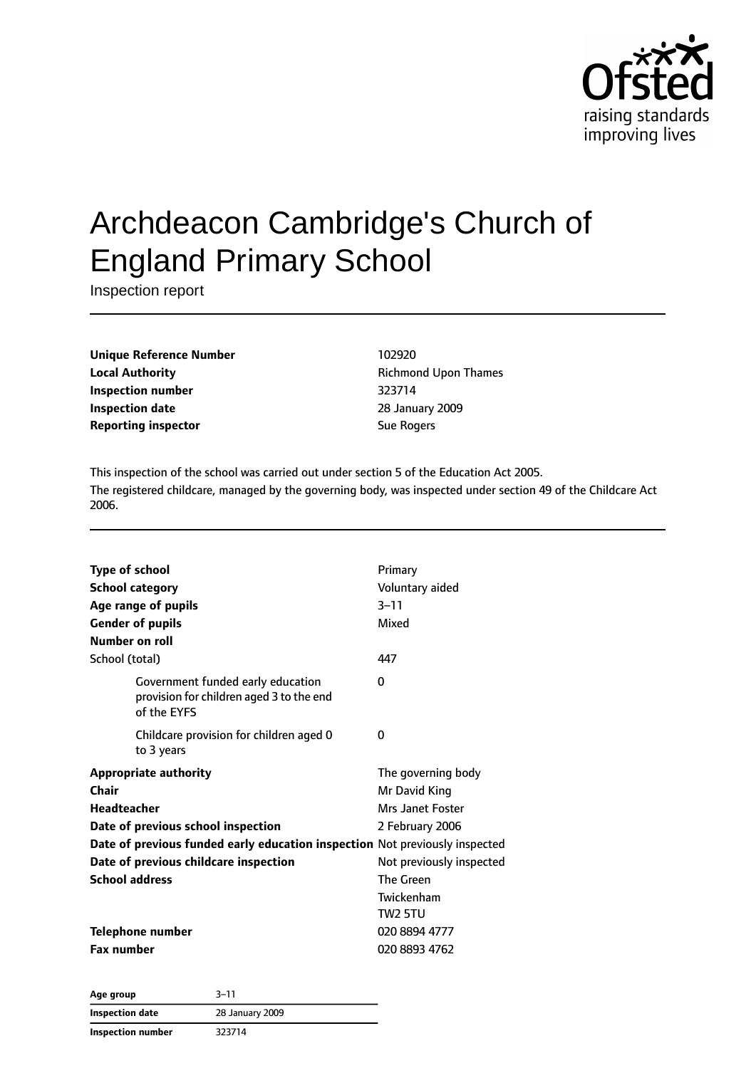# Archdeacon Cambridge's Church of England Primary School

Inspection report

| | |
|---|---|
| **Unique Reference Number** | 102920 |
| **Local Authority** | Richmond Upon Thames |
| **Inspection number** | 323714 |
| **Inspection date** | 28 January 2009 |
| **Reporting inspector** | Sue Rogers |

This inspection of the school was carried out under section 5 of the Education Act 2005.

The registered childcare, managed by the governing body, was inspected under section 49 of the Childcare Act 2006.

| | |
|---|---|
| **Type of school** | Primary |
| **School category** | Voluntary aided |
| **Age range of pupils** | 3–11 |
| **Gender of pupils** | Mixed |
| **Number on roll** | |
| School (total) | 447 |
| Government funded early education provision for children aged 3 to the end of the EYFS | 0 |
| Childcare provision for children aged 0 to 3 years | 0 |
| **Appropriate authority** | The governing body |
| **Chair** | Mr David King |
| **Headteacher** | Mrs Janet Foster |
| **Date of previous school inspection** | 2 February 2006 |
| **Date of previous funded early education inspection** | Not previously inspected |
| **Date of previous childcare inspection** | Not previously inspected |
| **School address** | The Green<br>Twickenham<br>TW2 5TU |
| **Telephone number** | 020 8894 4777 |
| **Fax number** | 020 8893 4762 |

| | |
|---|---|
| **Age group** | 3–11 |
| **Inspection date** | 28 January 2009 |
| **Inspection number** | 323714 |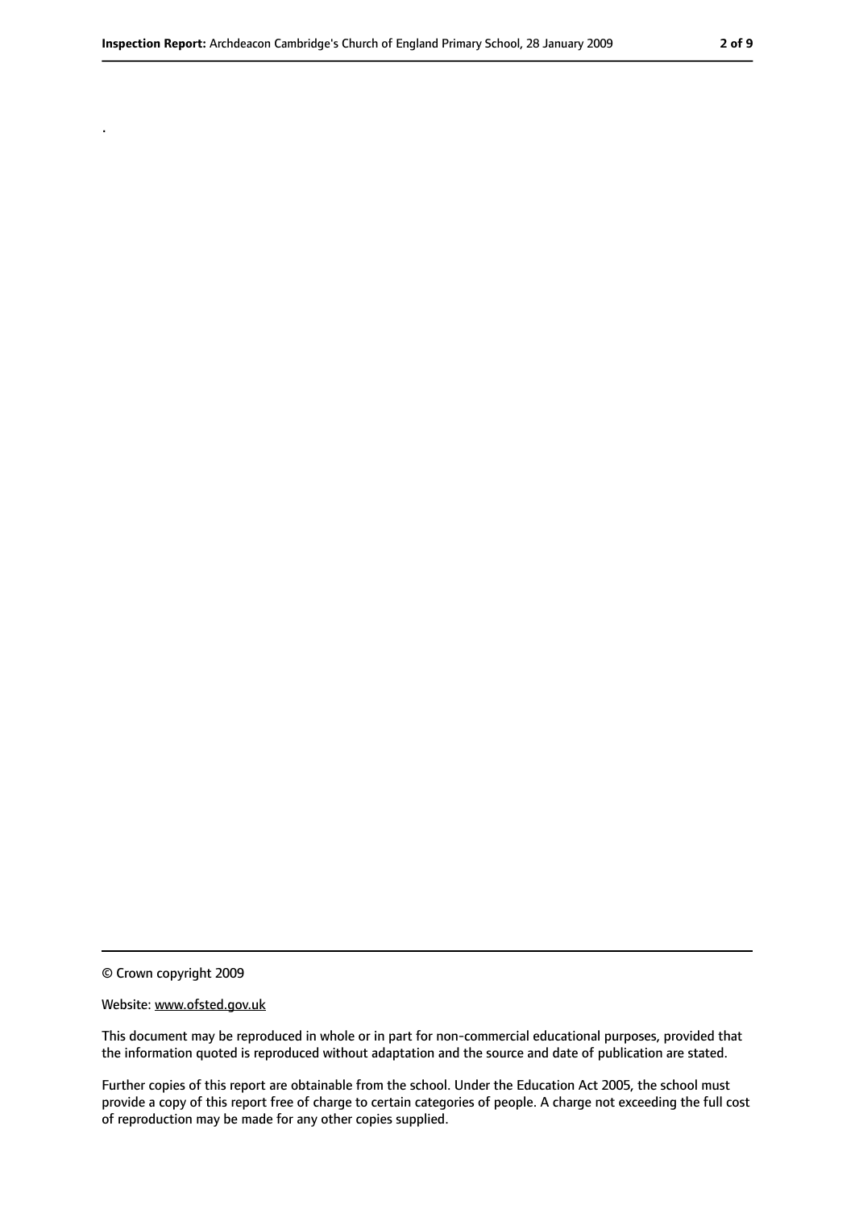.

© Crown copyright 2009

Website: www.ofsted.gov.uk

This document may be reproduced in whole or in part for non-commercial educational purposes, provided that the information quoted is reproduced without adaptation and the source and date of publication are stated.

Further copies of this report are obtainable from the school. Under the Education Act 2005, the school must provide a copy of this report free of charge to certain categories of people. A charge not exceeding the full cost of reproduction may be made for any other copies supplied.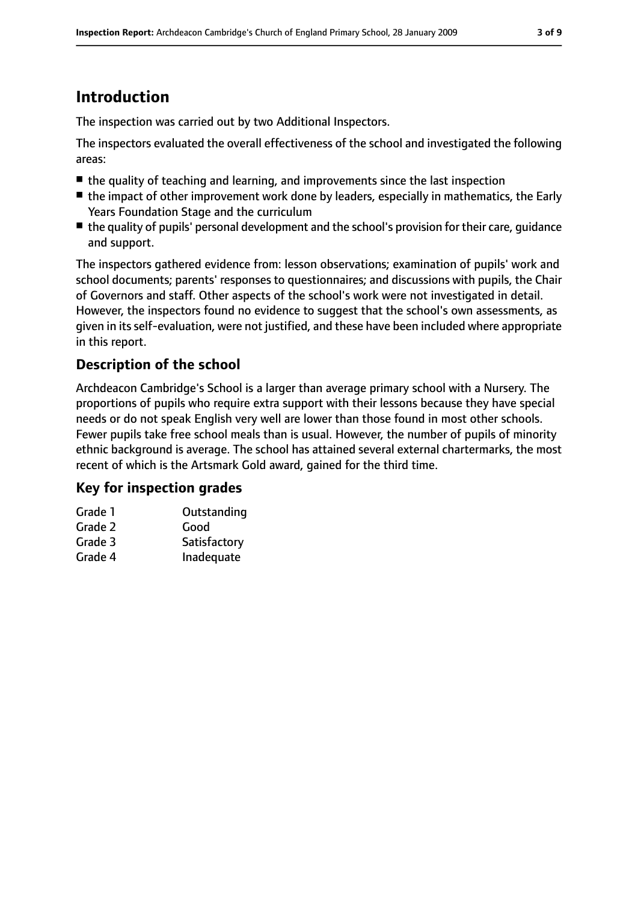## Introduction

The inspection was carried out by two Additional Inspectors.

The inspectors evaluated the overall effectiveness of the school and investigated the following areas:

- the quality of teaching and learning, and improvements since the last inspection
- the impact of other improvement work done by leaders, especially in mathematics, the Early Years Foundation Stage and the curriculum
- the quality of pupils' personal development and the school's provision for their care, guidance and support.

The inspectors gathered evidence from: lesson observations; examination of pupils' work and school documents; parents' responses to questionnaires; and discussions with pupils, the Chair of Governors and staff. Other aspects of the school's work were not investigated in detail. However, the inspectors found no evidence to suggest that the school's own assessments, as given in its self-evaluation, were not justified, and these have been included where appropriate in this report.

### Description of the school

Archdeacon Cambridge's School is a larger than average primary school with a Nursery. The proportions of pupils who require extra support with their lessons because they have special needs or do not speak English very well are lower than those found in most other schools. Fewer pupils take free school meals than is usual. However, the number of pupils of minority ethnic background is average. The school has attained several external chartermarks, the most recent of which is the Artsmark Gold award, gained for the third time.

### Key for inspection grades

| | |
|---|---|
| Grade 1 | Outstanding |
| Grade 2 | Good |
| Grade 3 | Satisfactory |
| Grade 4 | Inadequate |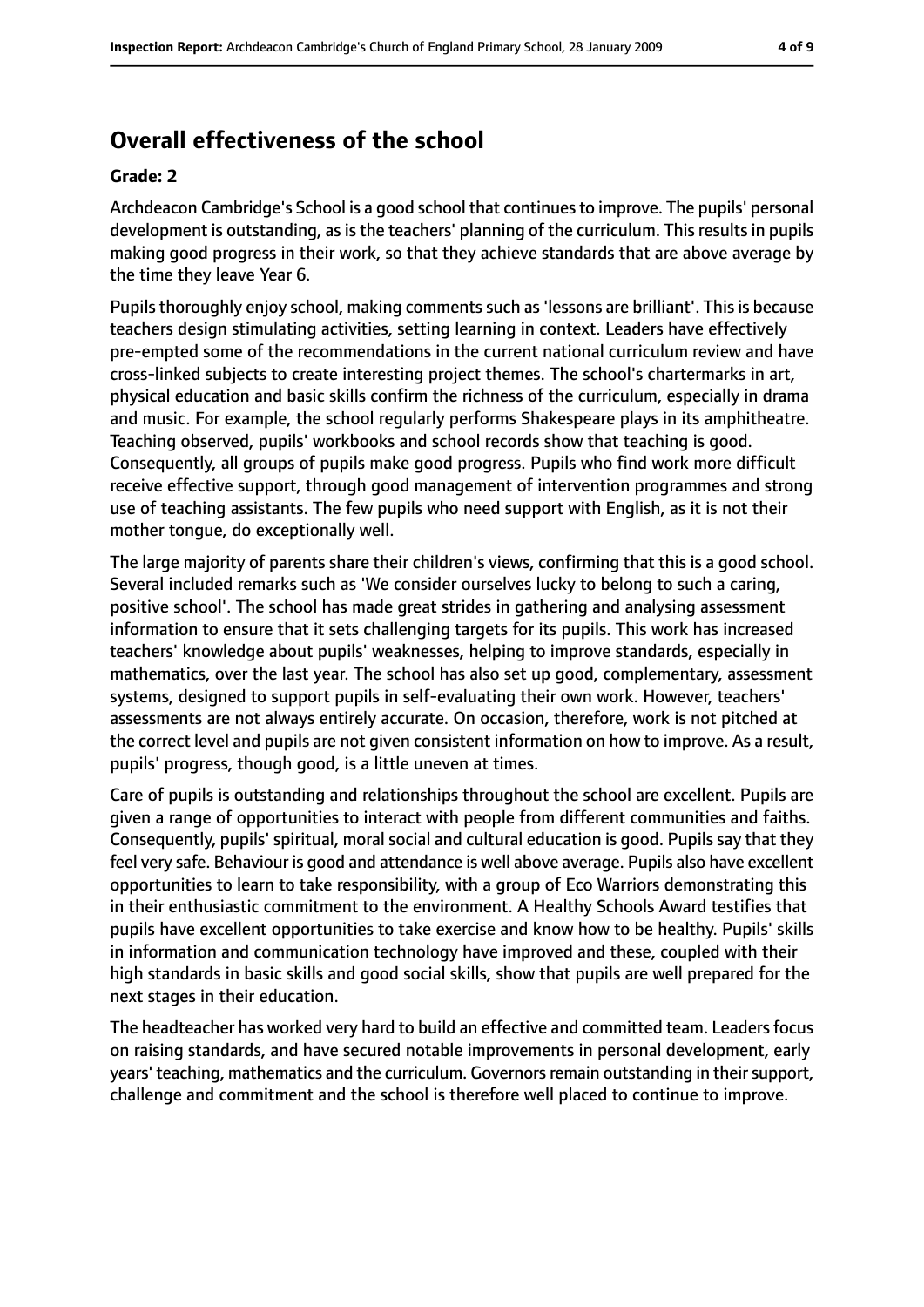## Overall effectiveness of the school

**Grade: 2**

Archdeacon Cambridge's School is a good school that continues to improve. The pupils' personal development is outstanding, as is the teachers' planning of the curriculum. This results in pupils making good progress in their work, so that they achieve standards that are above average by the time they leave Year 6.

Pupils thoroughly enjoy school, making comments such as 'lessons are brilliant'. This is because teachers design stimulating activities, setting learning in context. Leaders have effectively pre-empted some of the recommendations in the current national curriculum review and have cross-linked subjects to create interesting project themes. The school's chartermarks in art, physical education and basic skills confirm the richness of the curriculum, especially in drama and music. For example, the school regularly performs Shakespeare plays in its amphitheatre. Teaching observed, pupils' workbooks and school records show that teaching is good. Consequently, all groups of pupils make good progress. Pupils who find work more difficult receive effective support, through good management of intervention programmes and strong use of teaching assistants. The few pupils who need support with English, as it is not their mother tongue, do exceptionally well.

The large majority of parents share their children's views, confirming that this is a good school. Several included remarks such as 'We consider ourselves lucky to belong to such a caring, positive school'. The school has made great strides in gathering and analysing assessment information to ensure that it sets challenging targets for its pupils. This work has increased teachers' knowledge about pupils' weaknesses, helping to improve standards, especially in mathematics, over the last year. The school has also set up good, complementary, assessment systems, designed to support pupils in self-evaluating their own work. However, teachers' assessments are not always entirely accurate. On occasion, therefore, work is not pitched at the correct level and pupils are not given consistent information on how to improve. As a result, pupils' progress, though good, is a little uneven at times.

Care of pupils is outstanding and relationships throughout the school are excellent. Pupils are given a range of opportunities to interact with people from different communities and faiths. Consequently, pupils' spiritual, moral social and cultural education is good. Pupils say that they feel very safe. Behaviour is good and attendance is well above average. Pupils also have excellent opportunities to learn to take responsibility, with a group of Eco Warriors demonstrating this in their enthusiastic commitment to the environment. A Healthy Schools Award testifies that pupils have excellent opportunities to take exercise and know how to be healthy. Pupils' skills in information and communication technology have improved and these, coupled with their high standards in basic skills and good social skills, show that pupils are well prepared for the next stages in their education.

The headteacher has worked very hard to build an effective and committed team. Leaders focus on raising standards, and have secured notable improvements in personal development, early years' teaching, mathematics and the curriculum. Governors remain outstanding in their support, challenge and commitment and the school is therefore well placed to continue to improve.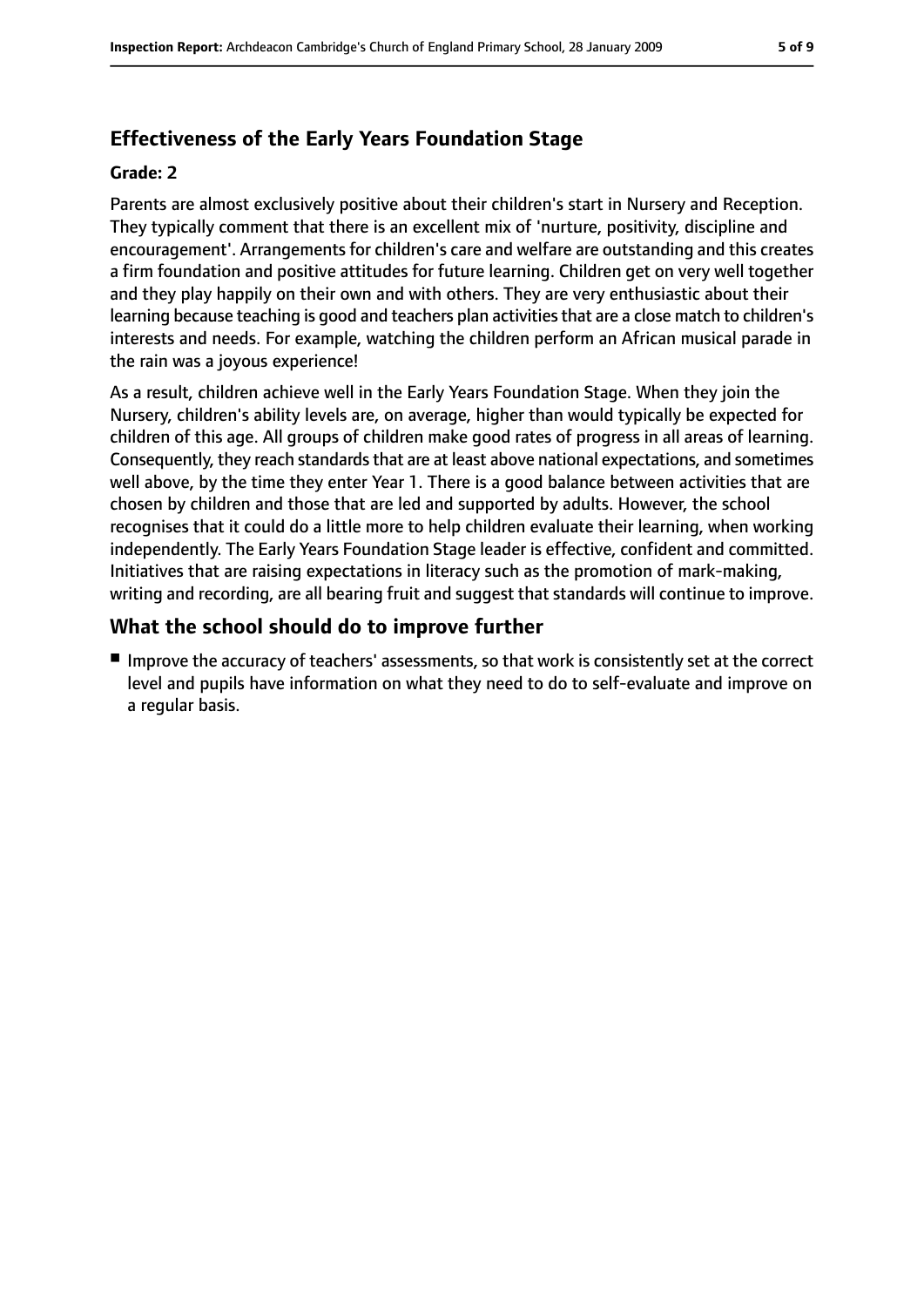## Effectiveness of the Early Years Foundation Stage

**Grade: 2**

Parents are almost exclusively positive about their children's start in Nursery and Reception. They typically comment that there is an excellent mix of 'nurture, positivity, discipline and encouragement'. Arrangements for children's care and welfare are outstanding and this creates a firm foundation and positive attitudes for future learning. Children get on very well together and they play happily on their own and with others. They are very enthusiastic about their learning because teaching is good and teachers plan activities that are a close match to children's interests and needs. For example, watching the children perform an African musical parade in the rain was a joyous experience!

As a result, children achieve well in the Early Years Foundation Stage. When they join the Nursery, children's ability levels are, on average, higher than would typically be expected for children of this age. All groups of children make good rates of progress in all areas of learning. Consequently, they reach standards that are at least above national expectations, and sometimes well above, by the time they enter Year 1. There is a good balance between activities that are chosen by children and those that are led and supported by adults. However, the school recognises that it could do a little more to help children evaluate their learning, when working independently. The Early Years Foundation Stage leader is effective, confident and committed. Initiatives that are raising expectations in literacy such as the promotion of mark-making, writing and recording, are all bearing fruit and suggest that standards will continue to improve.

## What the school should do to improve further

- Improve the accuracy of teachers' assessments, so that work is consistently set at the correct level and pupils have information on what they need to do to self-evaluate and improve on a regular basis.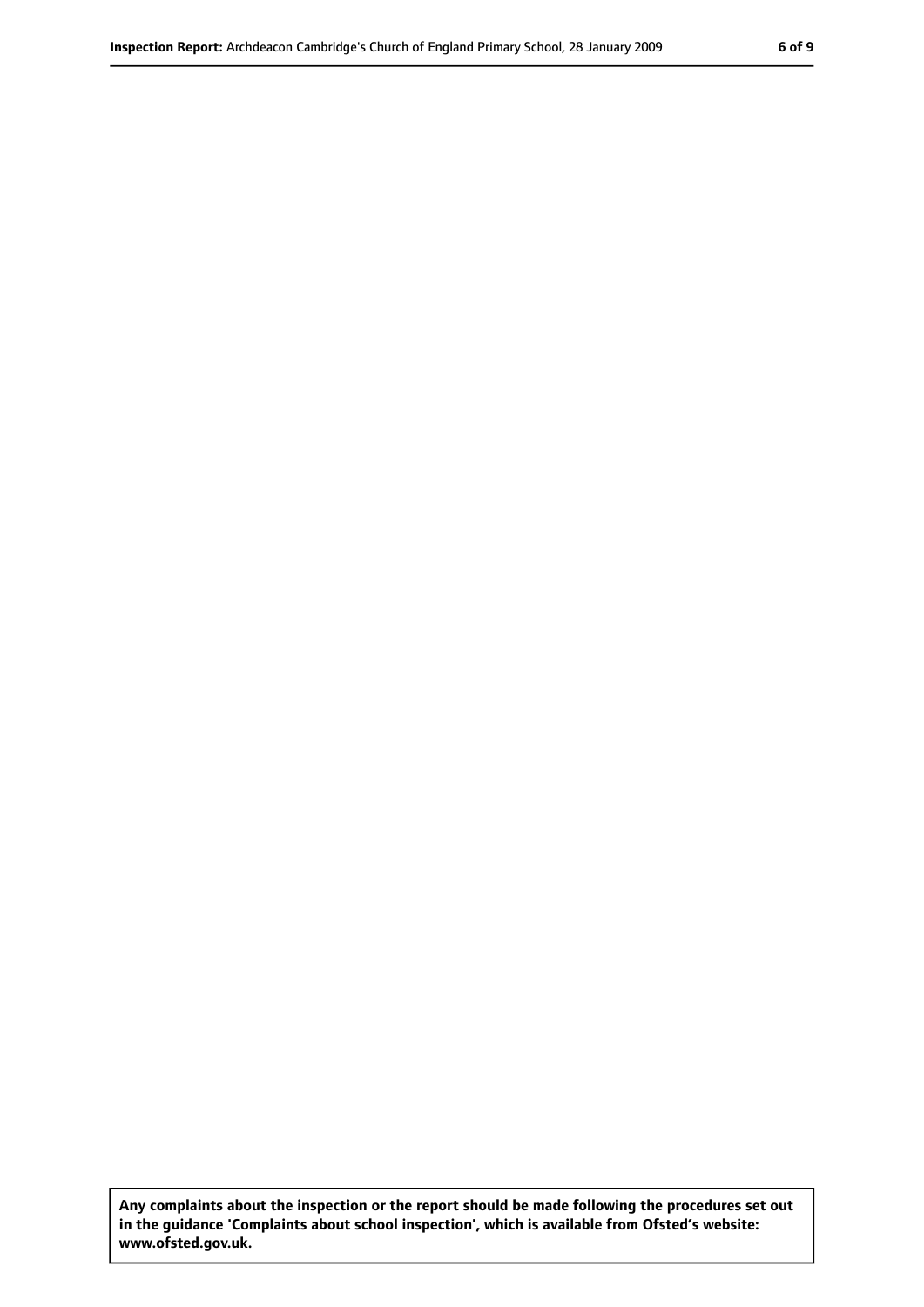**Any complaints about the inspection or the report should be made following the procedures set out in the guidance 'Complaints about school inspection', which is available from Ofsted's website: www.ofsted.gov.uk.**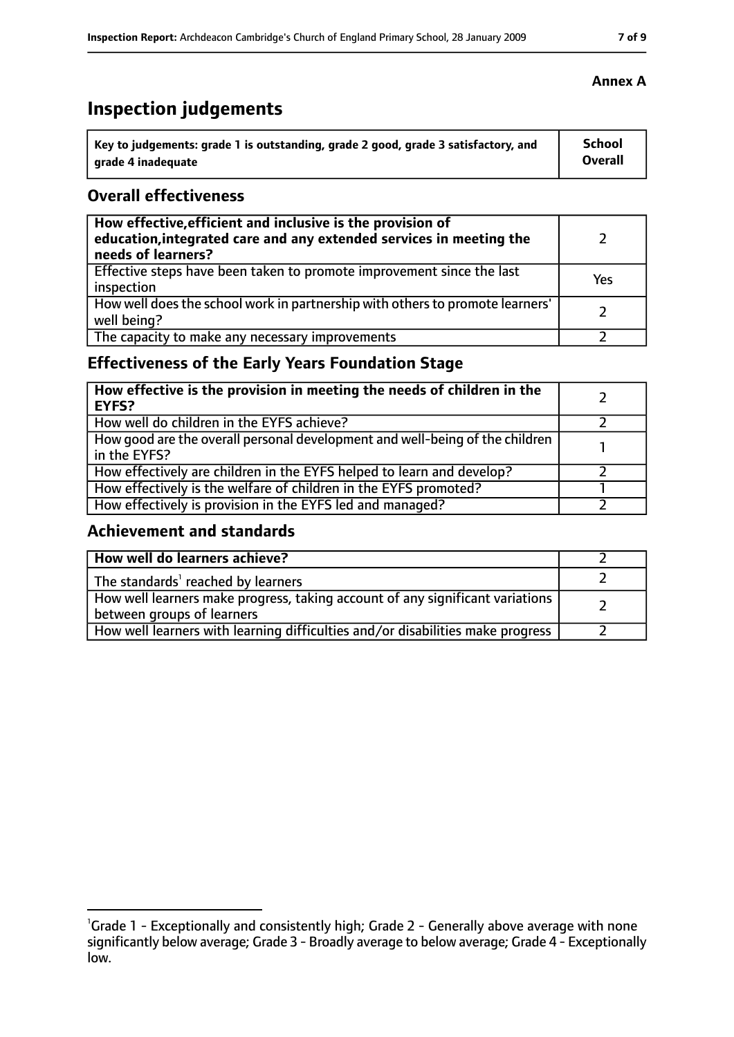**Annex A**

# Inspection judgements

| Key to judgements: grade 1 is outstanding, grade 2 good, grade 3 satisfactory, and grade 4 inadequate | School Overall |
|---|---|

## Overall effectiveness

| | |
|---|---|
| **How effective, efficient and inclusive is the provision of education, integrated care and any extended services in meeting the needs of learners?** | 2 |
| Effective steps have been taken to promote improvement since the last inspection | Yes |
| How well does the school work in partnership with others to promote learners' well being? | 2 |
| The capacity to make any necessary improvements | 2 |

## Effectiveness of the Early Years Foundation Stage

| | |
|---|---|
| **How effective is the provision in meeting the needs of children in the EYFS?** | 2 |
| How well do children in the EYFS achieve? | 2 |
| How good are the overall personal development and well-being of the children in the EYFS? | 1 |
| How effectively are children in the EYFS helped to learn and develop? | 2 |
| How effectively is the welfare of children in the EYFS promoted? | 1 |
| How effectively is provision in the EYFS led and managed? | 2 |

## Achievement and standards

| | |
|---|---|
| **How well do learners achieve?** | 2 |
| The standards[1] reached by learners | 2 |
| How well learners make progress, taking account of any significant variations between groups of learners | 2 |
| How well learners with learning difficulties and/or disabilities make progress | 2 |

[1]Grade 1 - Exceptionally and consistently high; Grade 2 - Generally above average with none significantly below average; Grade 3 - Broadly average to below average; Grade 4 - Exceptionally low.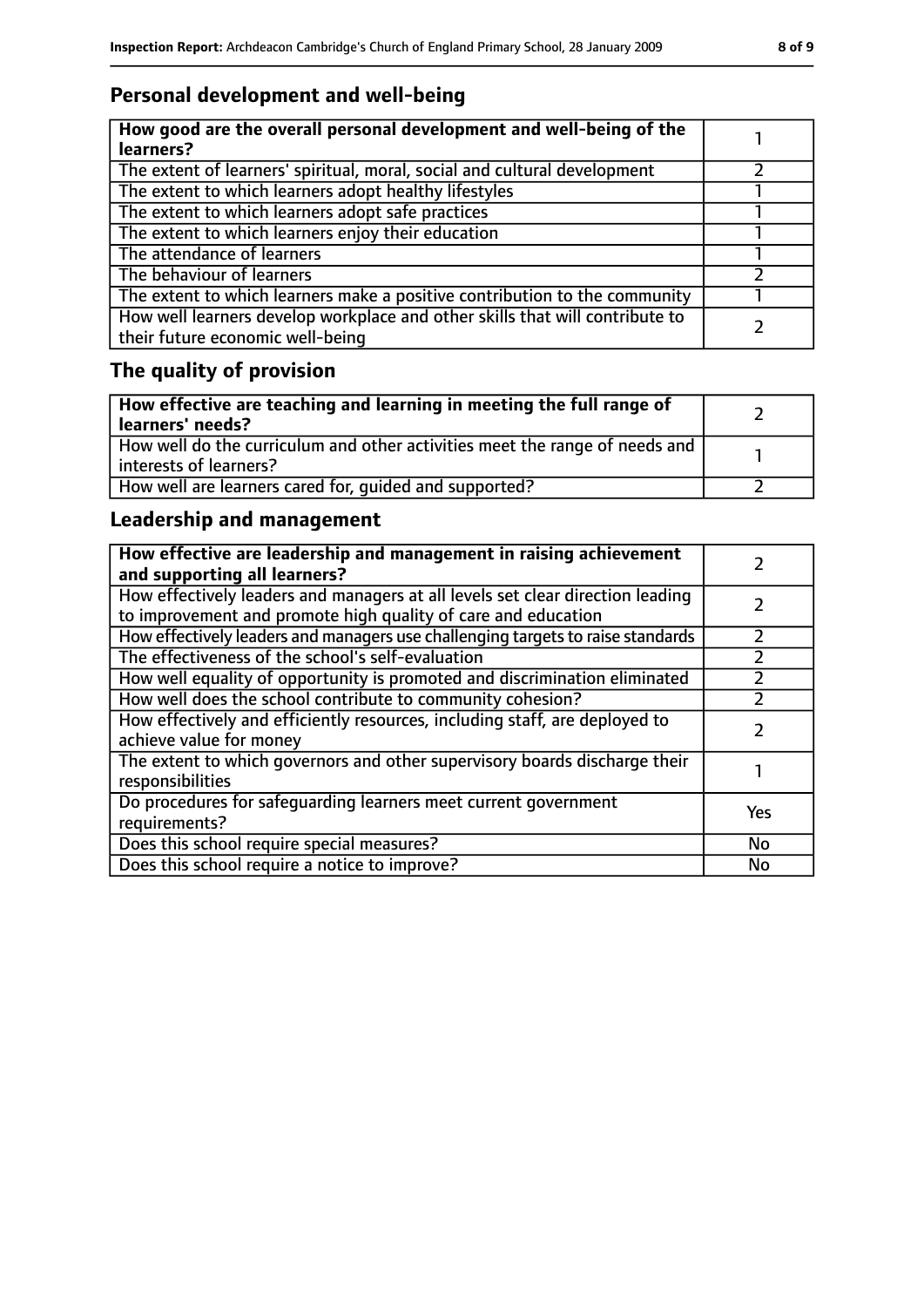## Personal development and well-being

| How good are the overall personal development and well-being of the learners? | 1 |
|---|---|
| The extent of learners' spiritual, moral, social and cultural development | 2 |
| The extent to which learners adopt healthy lifestyles | 1 |
| The extent to which learners adopt safe practices | 1 |
| The extent to which learners enjoy their education | 1 |
| The attendance of learners | 1 |
| The behaviour of learners | 2 |
| The extent to which learners make a positive contribution to the community | 1 |
| How well learners develop workplace and other skills that will contribute to their future economic well-being | 2 |

## The quality of provision

| How effective are teaching and learning in meeting the full range of learners' needs? | 2 |
|---|---|
| How well do the curriculum and other activities meet the range of needs and interests of learners? | 1 |
| How well are learners cared for, guided and supported? | 2 |

## Leadership and management

| How effective are leadership and management in raising achievement and supporting all learners? | 2 |
|---|---|
| How effectively leaders and managers at all levels set clear direction leading to improvement and promote high quality of care and education | 2 |
| How effectively leaders and managers use challenging targets to raise standards | 2 |
| The effectiveness of the school's self-evaluation | 2 |
| How well equality of opportunity is promoted and discrimination eliminated | 2 |
| How well does the school contribute to community cohesion? | 2 |
| How effectively and efficiently resources, including staff, are deployed to achieve value for money | 2 |
| The extent to which governors and other supervisory boards discharge their responsibilities | 1 |
| Do procedures for safeguarding learners meet current government requirements? | Yes |
| Does this school require special measures? | No |
| Does this school require a notice to improve? | No |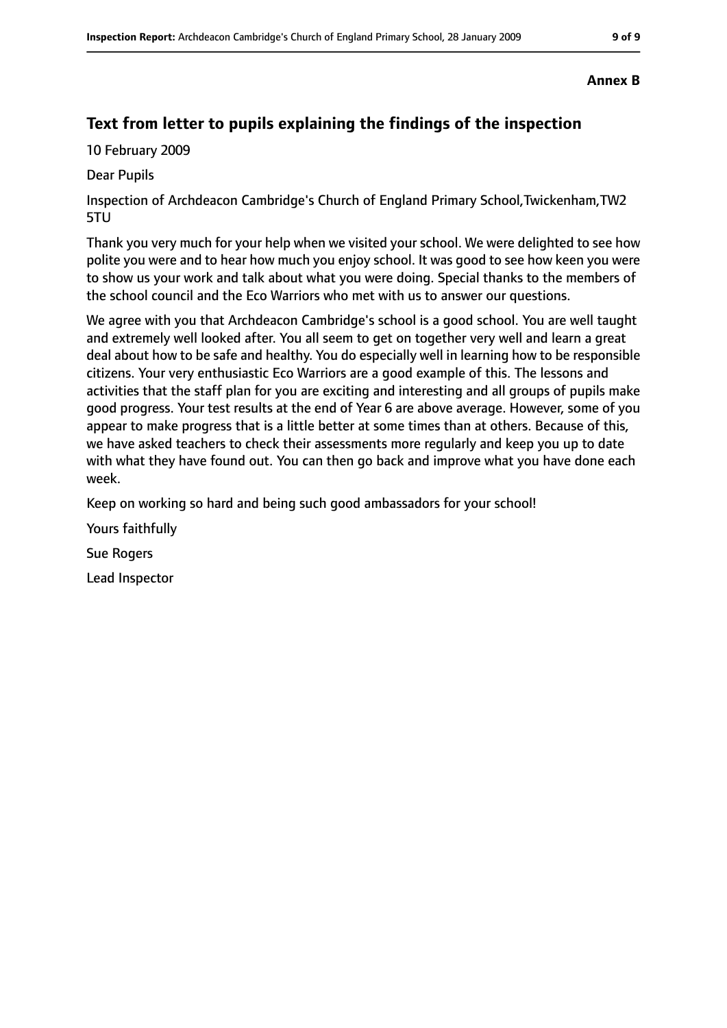**Annex B**

## Text from letter to pupils explaining the findings of the inspection

10 February 2009

Dear Pupils

Inspection of Archdeacon Cambridge's Church of England Primary School,Twickenham,TW2 5TU

Thank you very much for your help when we visited your school. We were delighted to see how polite you were and to hear how much you enjoy school. It was good to see how keen you were to show us your work and talk about what you were doing. Special thanks to the members of the school council and the Eco Warriors who met with us to answer our questions.

We agree with you that Archdeacon Cambridge's school is a good school. You are well taught and extremely well looked after. You all seem to get on together very well and learn a great deal about how to be safe and healthy. You do especially well in learning how to be responsible citizens. Your very enthusiastic Eco Warriors are a good example of this. The lessons and activities that the staff plan for you are exciting and interesting and all groups of pupils make good progress. Your test results at the end of Year 6 are above average. However, some of you appear to make progress that is a little better at some times than at others. Because of this, we have asked teachers to check their assessments more regularly and keep you up to date with what they have found out. You can then go back and improve what you have done each week.

Keep on working so hard and being such good ambassadors for your school!

Yours faithfully

Sue Rogers

Lead Inspector